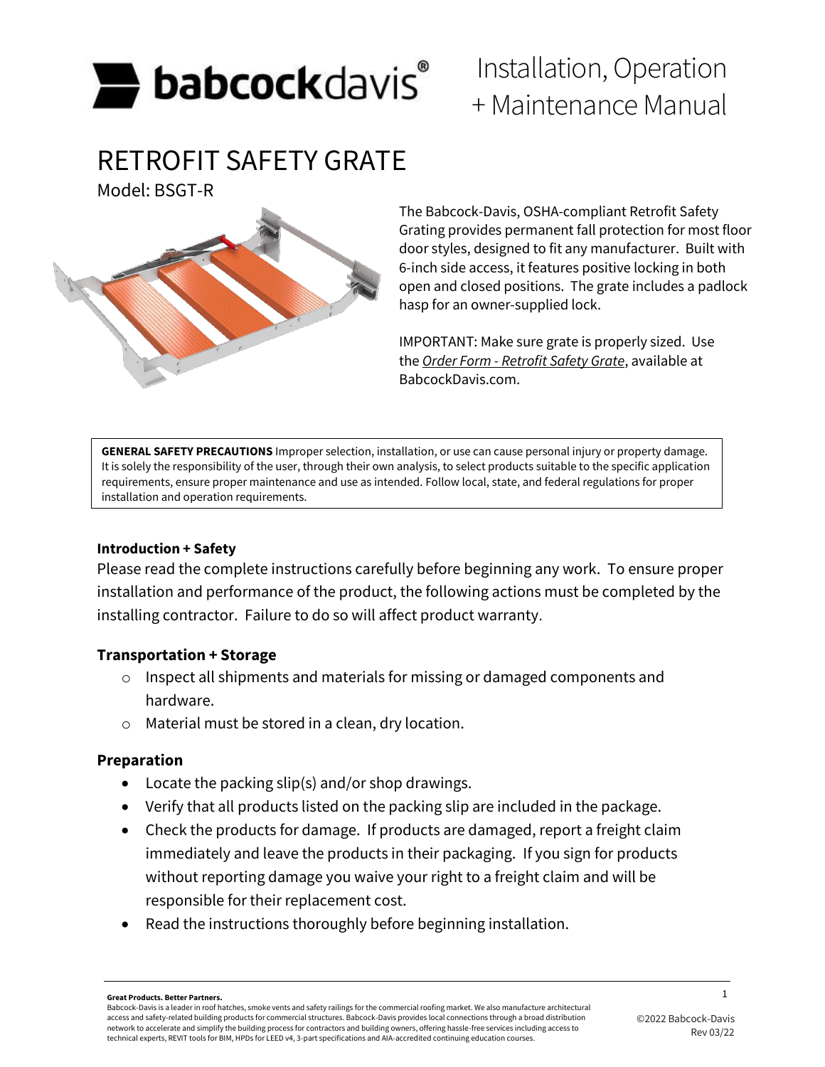# Installation, Operation + Maintenance Manual

# RETROFIT SAFETY GRATE

Model: BSGT-R

The Babcock-Davis, OSHA-compliant Retrofit Safety Grating provides permanent fall protection for most floor door styles, designed to fit any manufacturer. Built with 6-inch side access, it features positive locking in both open and closed positions. The grate includes a padlock hasp for an owner-supplied lock.

IMPORTANT: Make sure grate is properly sized. Use the *Order Form - Retrofit Safety Grate*, available at BabcockDavis.com.

**GENERAL SAFETY PRECAUTIONS** Improper selection, installation, or use can cause personal injury or property damage. It is solely the responsibility of the user, through their own analysis, to select products suitable to the specific application requirements, ensure proper maintenance and use as intended. Follow local, state, and federal regulations for proper installation and operation requirements.

### Introduction + Safety

Please read the complete instructions carefully before beginning any work. To ensure proper installation and performance of the product, the following actions must be completed by the installing contractor. Failure to do so will affect product warranty.

### Transportation + Storage

- Inspect all shipments and materials for missing or damaged components and hardware.
- Material must be stored in a clean, dry location.

### Preparation

- Locate the packing slip(s) and/or shop drawings.
- Verify that all products listed on the packing slip are included in the package.
- Check the products for damage. If products are damaged, report a freight claim immediately and leave the products in their packaging. If you sign for products without reporting damage you waive your right to a freight claim and will be responsible for their replacement cost.
- Read the instructions thoroughly before beginning installation.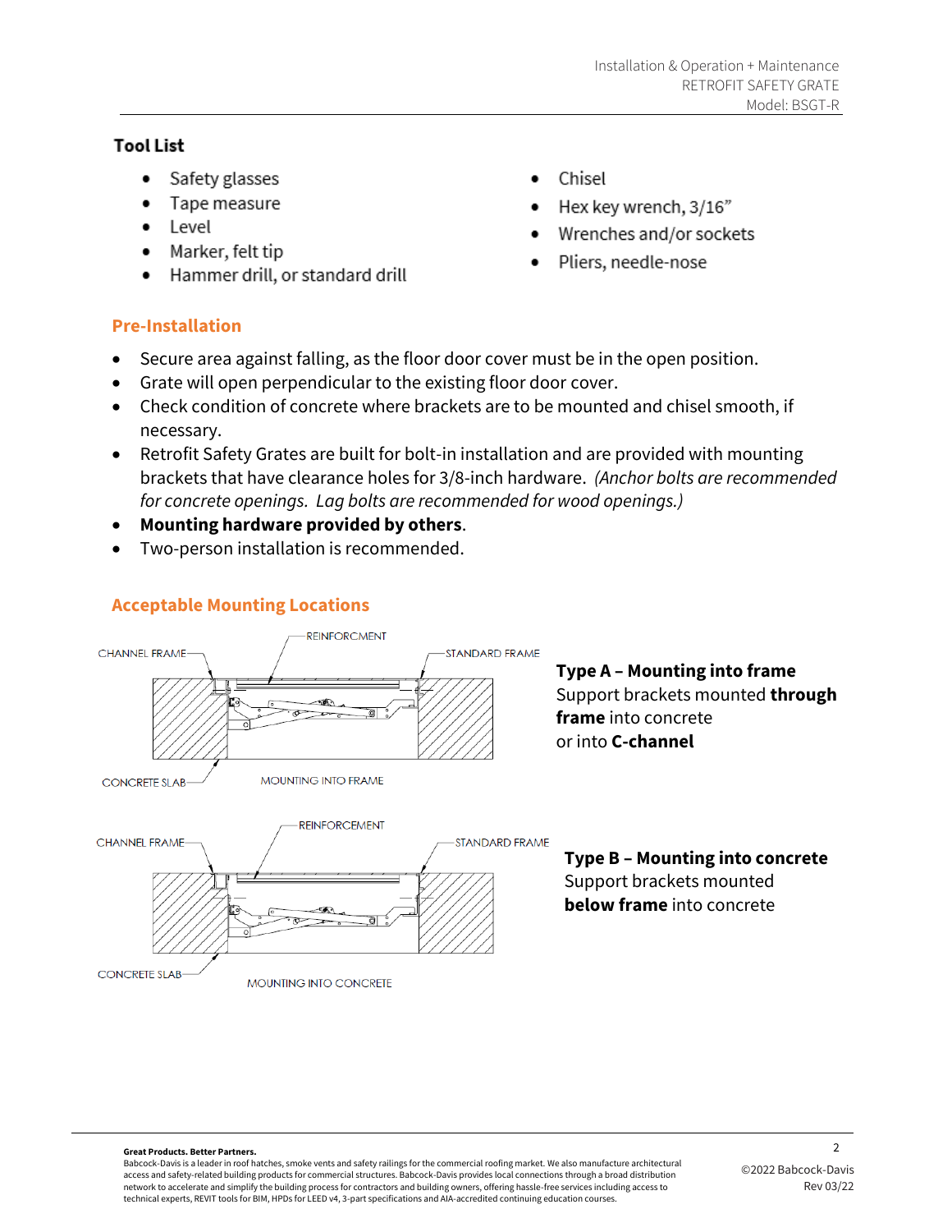## Tool List

- Safety glasses
- Tape measure
- Level
- Marker, felt tip
- Hammer drill, or standard drill
- Chisel
- Hex key wrench, 3/16"
- Wrenches and/or sockets
- Pliers, needle-nose

## Pre-Installation

- Secure area against falling, as the floor door cover must be in the open position.
- Grate will open perpendicular to the existing floor door cover.
- Check condition of concrete where brackets are to be mounted and chisel smooth, if necessary.
- Retrofit Safety Grates are built for bolt-in installation and are provided with mounting brackets that have clearance holes for 3/8-inch hardware. *(Anchor bolts are recommended for concrete openings. Lag bolts are recommended for wood openings.)*
- **Mounting hardware provided by others**.
- Two-person installation is recommended.

## Acceptable Mounting Locations

CHANNEL FRAME
REINFORCMENT
STANDARD FRAME
CONCRETE SLAB
MOUNTING INTO FRAME

**Type A – Mounting into frame**
Support brackets mounted **through frame** into concrete or into **C-channel**

CHANNEL FRAME
REINFORCEMENT
STANDARD FRAME
CONCRETE SLAB
MOUNTING INTO CONCRETE

**Type B – Mounting into concrete**
Support brackets mounted **below frame** into concrete

**Great Products. Better Partners.**
Babcock-Davis is a leader in roof hatches, smoke vents and safety railings for the commercial roofing market. We also manufacture architectural access and safety-related building products for commercial structures. Babcock-Davis provides local connections through a broad distribution network to accelerate and simplify the building process for contractors and building owners, offering hassle-free services including access to technical experts, REVIT tools for BIM, HPDs for LEED v4, 3-part specifications and AIA-accredited continuing education courses.

©2022 Babcock-Davis
Rev 03/22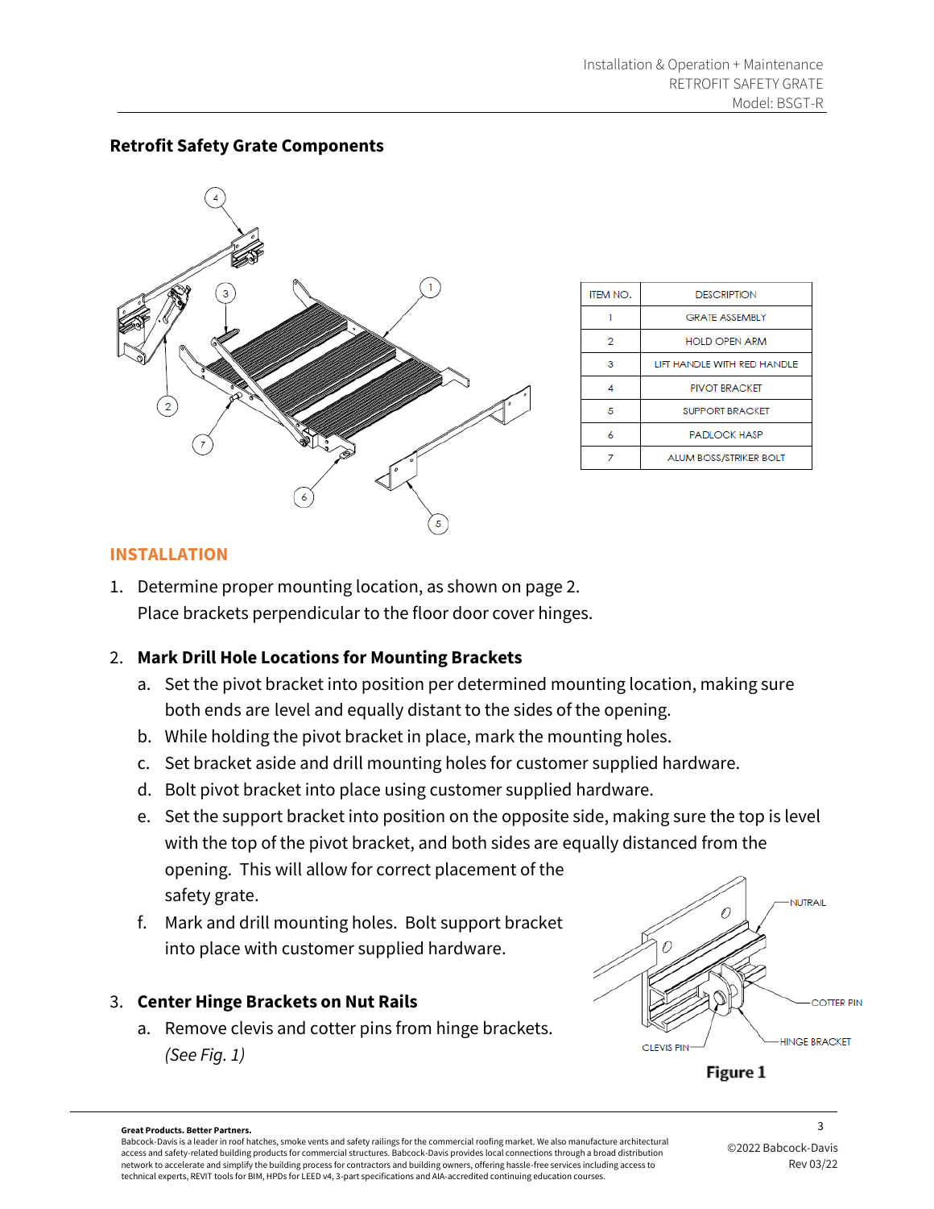## Retrofit Safety Grate Components

| ITEM NO. | DESCRIPTION |
|---|---|
| 1 | GRATE ASSEMBLY |
| 2 | HOLD OPEN ARM |
| 3 | LIFT HANDLE WITH RED HANDLE |
| 4 | PIVOT BRACKET |
| 5 | SUPPORT BRACKET |
| 6 | PADLOCK HASP |
| 7 | ALUM BOSS/STRIKER BOLT |

## INSTALLATION

1. Determine proper mounting location, as shown on page 2. Place brackets perpendicular to the floor door cover hinges.

2. **Mark Drill Hole Locations for Mounting Brackets**
   a. Set the pivot bracket into position per determined mounting location, making sure both ends are level and equally distant to the sides of the opening.
   b. While holding the pivot bracket in place, mark the mounting holes.
   c. Set bracket aside and drill mounting holes for customer supplied hardware.
   d. Bolt pivot bracket into place using customer supplied hardware.
   e. Set the support bracket into position on the opposite side, making sure the top is level with the top of the pivot bracket, and both sides are equally distanced from the opening. This will allow for correct placement of the safety grate.
   f. Mark and drill mounting holes. Bolt support bracket into place with customer supplied hardware.

3. **Center Hinge Brackets on Nut Rails**
   a. Remove clevis and cotter pins from hinge brackets. *(See Fig. 1)*

**Figure 1**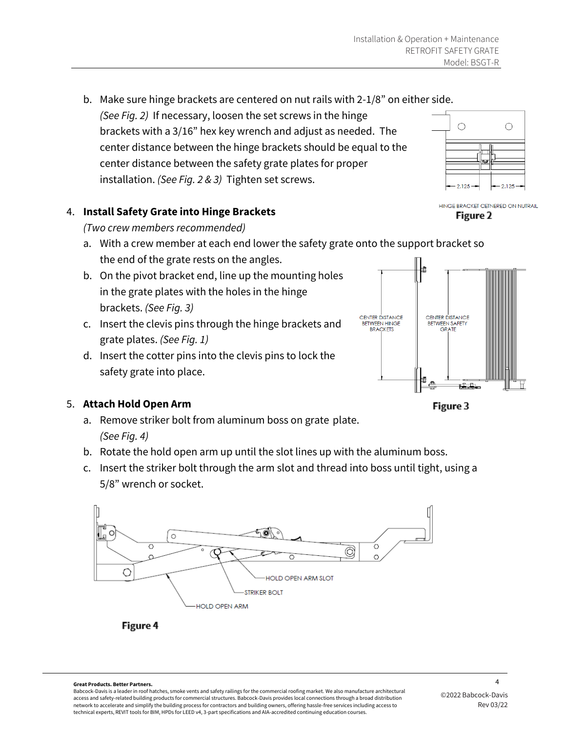b. Make sure hinge brackets are centered on nut rails with 2-1/8" on either side. *(See Fig. 2)* If necessary, loosen the set screws in the hinge brackets with a 3/16" hex key wrench and adjust as needed. The center distance between the hinge brackets should be equal to the center distance between the safety grate plates for proper installation. *(See Fig. 2 & 3)* Tighten set screws.

HINGE BRACKET CETNERED ON NUTRAIL

**Figure 2**

4. **Install Safety Grate into Hinge Brackets**

   *(Two crew members recommended)*

   a. With a crew member at each end lower the safety grate onto the support bracket so the end of the grate rests on the angles.
   b. On the pivot bracket end, line up the mounting holes in the grate plates with the holes in the hinge brackets. *(See Fig. 3)*
   c. Insert the clevis pins through the hinge brackets and grate plates. *(See Fig. 1)*
   d. Insert the cotter pins into the clevis pins to lock the safety grate into place.

**Figure 3**

5. **Attach Hold Open Arm**

   a. Remove striker bolt from aluminum boss on grate plate. *(See Fig. 4)*
   b. Rotate the hold open arm up until the slot lines up with the aluminum boss.
   c. Insert the striker bolt through the arm slot and thread into boss until tight, using a 5/8" wrench or socket.

**Figure 4**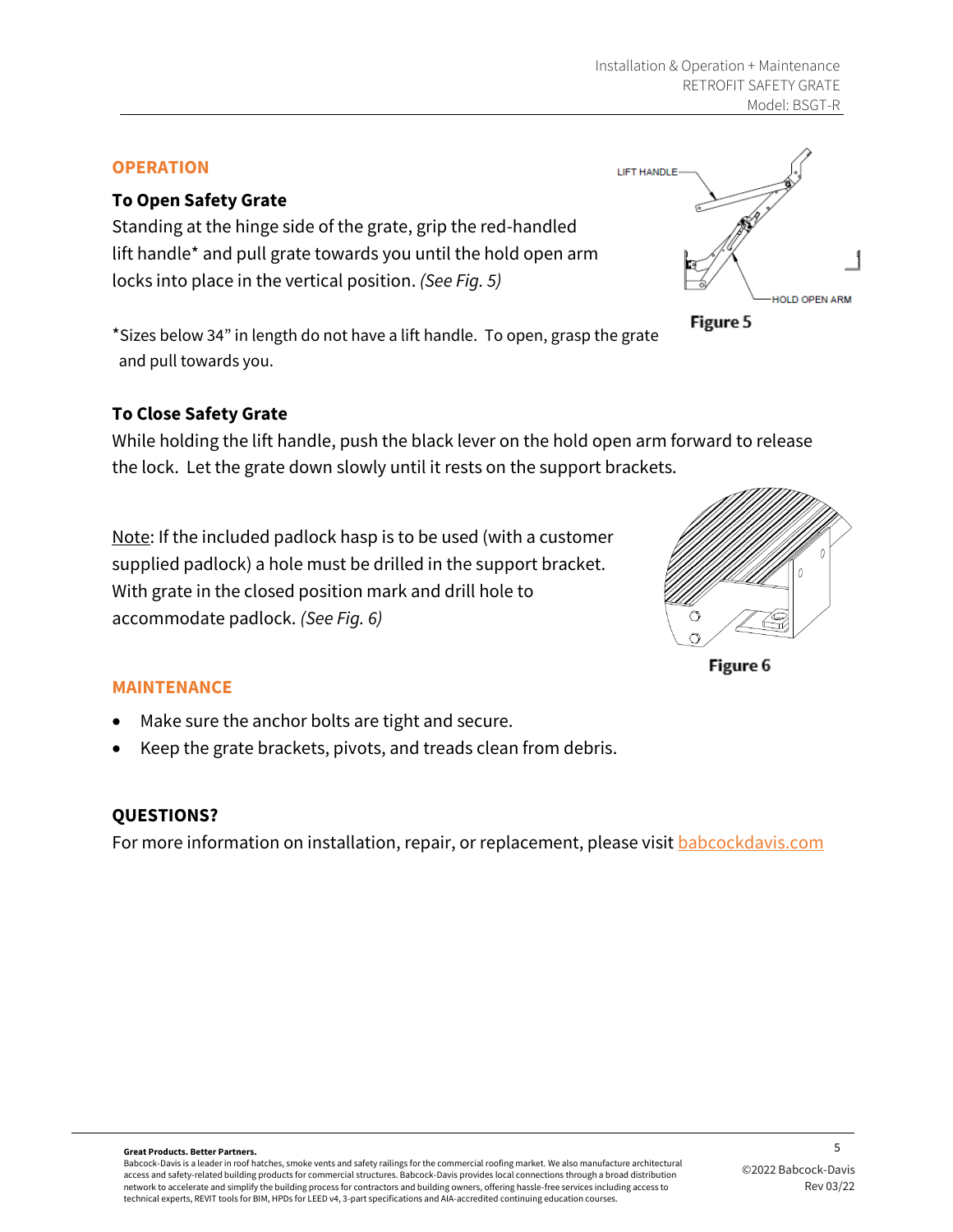## OPERATION

### To Open Safety Grate

Standing at the hinge side of the grate, grip the red-handled lift handle* and pull grate towards you until the hold open arm locks into place in the vertical position. *(See Fig. 5)*

LIFT HANDLE

HOLD OPEN ARM

**Figure 5**

*Sizes below 34” in length do not have a lift handle. To open, grasp the grate and pull towards you.

### To Close Safety Grate

While holding the lift handle, push the black lever on the hold open arm forward to release the lock. Let the grate down slowly until it rests on the support brackets.

Note: If the included padlock hasp is to be used (with a customer supplied padlock) a hole must be drilled in the support bracket. With grate in the closed position mark and drill hole to accommodate padlock. *(See Fig. 6)*

**Figure 6**

## MAINTENANCE

- Make sure the anchor bolts are tight and secure.
- Keep the grate brackets, pivots, and treads clean from debris.

### QUESTIONS?

For more information on installation, repair, or replacement, please visit [babcockdavis.com](babcockdavis.com)

**Great Products. Better Partners.**
Babcock-Davis is a leader in roof hatches, smoke vents and safety railings for the commercial roofing market. We also manufacture architectural access and safety-related building products for commercial structures. Babcock-Davis provides local connections through a broad distribution network to accelerate and simplify the building process for contractors and building owners, offering hassle-free services including access to technical experts, REVIT tools for BIM, HPDs for LEED v4, 3-part specifications and AIA-accredited continuing education courses.

©2022 Babcock-Davis
Rev 03/22